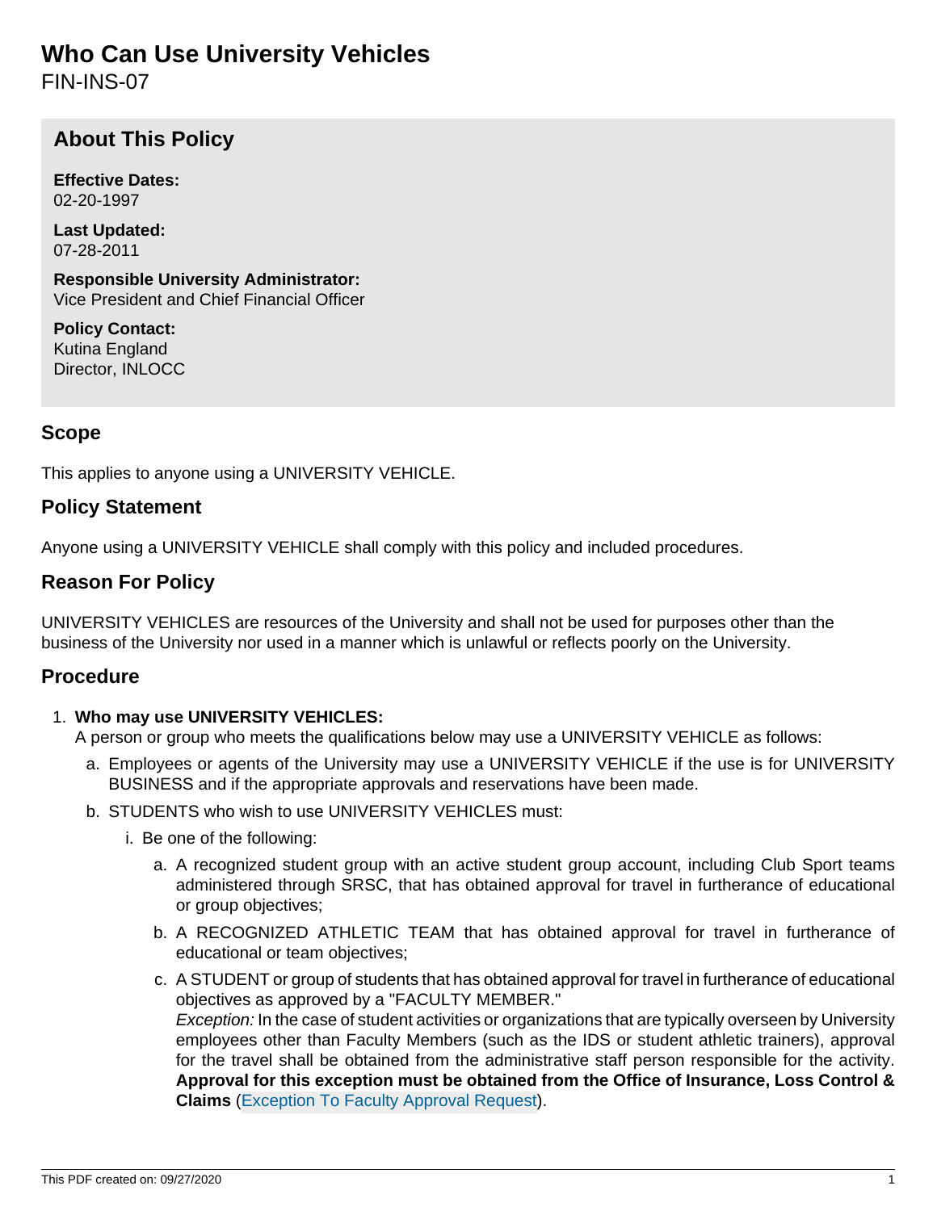# Who Can Use University Vehicles

FIN-INS-07

## About This Policy

**Effective Dates:**
02-20-1997

**Last Updated:**
07-28-2011

**Responsible University Administrator:**
Vice President and Chief Financial Officer

**Policy Contact:**
Kutina England
Director, INLOCC

## Scope

This applies to anyone using a UNIVERSITY VEHICLE.

## Policy Statement

Anyone using a UNIVERSITY VEHICLE shall comply with this policy and included procedures.

## Reason For Policy

UNIVERSITY VEHICLES are resources of the University and shall not be used for purposes other than the business of the University nor used in a manner which is unlawful or reflects poorly on the University.

## Procedure

1. **Who may use UNIVERSITY VEHICLES:**
   A person or group who meets the qualifications below may use a UNIVERSITY VEHICLE as follows:
   a. Employees or agents of the University may use a UNIVERSITY VEHICLE if the use is for UNIVERSITY BUSINESS and if the appropriate approvals and reservations have been made.
   b. STUDENTS who wish to use UNIVERSITY VEHICLES must:
      i. Be one of the following:
         a. A recognized student group with an active student group account, including Club Sport teams administered through SRSC, that has obtained approval for travel in furtherance of educational or group objectives;
         b. A RECOGNIZED ATHLETIC TEAM that has obtained approval for travel in furtherance of educational or team objectives;
         c. A STUDENT or group of students that has obtained approval for travel in furtherance of educational objectives as approved by a "FACULTY MEMBER."
            *Exception:* In the case of student activities or organizations that are typically overseen by University employees other than Faculty Members (such as the IDS or student athletic trainers), approval for the travel shall be obtained from the administrative staff person responsible for the activity. **Approval for this exception must be obtained from the Office of Insurance, Loss Control & Claims** (Exception To Faculty Approval Request).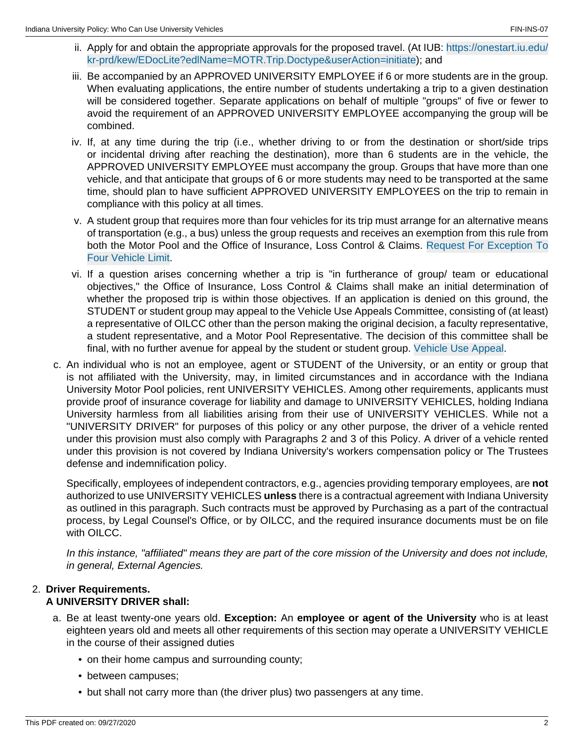ii. Apply for and obtain the appropriate approvals for the proposed travel. (At IUB: [https://onestart.iu.edu/kr-prd/kew/EDocLite?edlName=MOTR.Trip.Doctype&userAction=initiate](https://onestart.iu.edu/kr-prd/kew/EDocLite?edlName=MOTR.Trip.Doctype&userAction=initiate)); and

iii. Be accompanied by an APPROVED UNIVERSITY EMPLOYEE if 6 or more students are in the group. When evaluating applications, the entire number of students undertaking a trip to a given destination will be considered together. Separate applications on behalf of multiple "groups" of five or fewer to avoid the requirement of an APPROVED UNIVERSITY EMPLOYEE accompanying the group will be combined.

iv. If, at any time during the trip (i.e., whether driving to or from the destination or short/side trips or incidental driving after reaching the destination), more than 6 students are in the vehicle, the APPROVED UNIVERSITY EMPLOYEE must accompany the group. Groups that have more than one vehicle, and that anticipate that groups of 6 or more students may need to be transported at the same time, should plan to have sufficient APPROVED UNIVERSITY EMPLOYEES on the trip to remain in compliance with this policy at all times.

v. A student group that requires more than four vehicles for its trip must arrange for an alternative means of transportation (e.g., a bus) unless the group requests and receives an exemption from this rule from both the Motor Pool and the Office of Insurance, Loss Control & Claims. Request For Exception To Four Vehicle Limit.

vi. If a question arises concerning whether a trip is "in furtherance of group/ team or educational objectives," the Office of Insurance, Loss Control & Claims shall make an initial determination of whether the proposed trip is within those objectives. If an application is denied on this ground, the STUDENT or student group may appeal to the Vehicle Use Appeals Committee, consisting of (at least) a representative of OILCC other than the person making the original decision, a faculty representative, a student representative, and a Motor Pool Representative. The decision of this committee shall be final, with no further avenue for appeal by the student or student group. Vehicle Use Appeal.

c. An individual who is not an employee, agent or STUDENT of the University, or an entity or group that is not affiliated with the University, may, in limited circumstances and in accordance with the Indiana University Motor Pool policies, rent UNIVERSITY VEHICLES. Among other requirements, applicants must provide proof of insurance coverage for liability and damage to UNIVERSITY VEHICLES, holding Indiana University harmless from all liabilities arising from their use of UNIVERSITY VEHICLES. While not a "UNIVERSITY DRIVER" for purposes of this policy or any other purpose, the driver of a vehicle rented under this provision must also comply with Paragraphs 2 and 3 of this Policy. A driver of a vehicle rented under this provision is not covered by Indiana University's workers compensation policy or The Trustees defense and indemnification policy.

   Specifically, employees of independent contractors, e.g., agencies providing temporary employees, are **not** authorized to use UNIVERSITY VEHICLES **unless** there is a contractual agreement with Indiana University as outlined in this paragraph. Such contracts must be approved by Purchasing as a part of the contractual process, by Legal Counsel's Office, or by OILCC, and the required insurance documents must be on file with OILCC.

   *In this instance, "affiliated" means they are part of the core mission of the University and does not include, in general, External Agencies.*

2. **Driver Requirements.**
   **A UNIVERSITY DRIVER shall:**

   a. Be at least twenty-one years old. **Exception:** An **employee or agent of the University** who is at least eighteen years old and meets all other requirements of this section may operate a UNIVERSITY VEHICLE in the course of their assigned duties

      - on their home campus and surrounding county;
      - between campuses;
      - but shall not carry more than (the driver plus) two passengers at any time.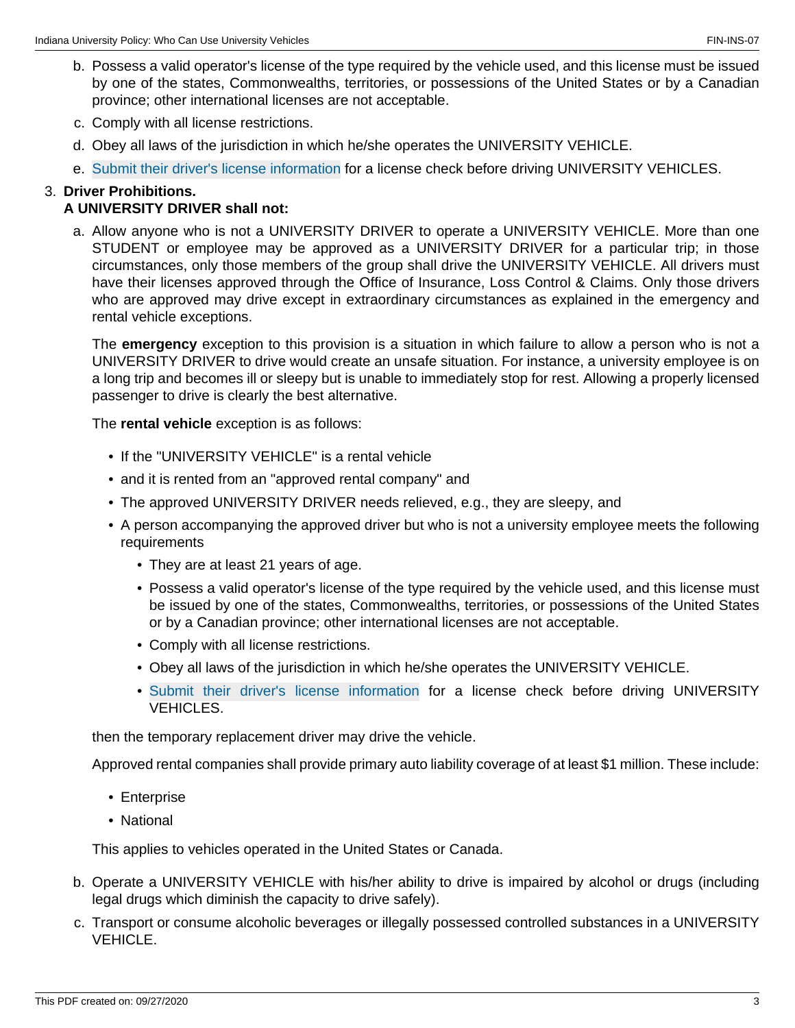b. Possess a valid operator's license of the type required by the vehicle used, and this license must be issued by one of the states, Commonwealths, territories, or possessions of the United States or by a Canadian province; other international licenses are not acceptable.

c. Comply with all license restrictions.

d. Obey all laws of the jurisdiction in which he/she operates the UNIVERSITY VEHICLE.

e. Submit their driver's license information for a license check before driving UNIVERSITY VEHICLES.

3. **Driver Prohibitions.**
   **A UNIVERSITY DRIVER shall not:**

   a. Allow anyone who is not a UNIVERSITY DRIVER to operate a UNIVERSITY VEHICLE. More than one STUDENT or employee may be approved as a UNIVERSITY DRIVER for a particular trip; in those circumstances, only those members of the group shall drive the UNIVERSITY VEHICLE. All drivers must have their licenses approved through the Office of Insurance, Loss Control & Claims. Only those drivers who are approved may drive except in extraordinary circumstances as explained in the emergency and rental vehicle exceptions.

   The **emergency** exception to this provision is a situation in which failure to allow a person who is not a UNIVERSITY DRIVER to drive would create an unsafe situation. For instance, a university employee is on a long trip and becomes ill or sleepy but is unable to immediately stop for rest. Allowing a properly licensed passenger to drive is clearly the best alternative.

   The **rental vehicle** exception is as follows:

   - If the "UNIVERSITY VEHICLE" is a rental vehicle
   - and it is rented from an "approved rental company" and
   - The approved UNIVERSITY DRIVER needs relieved, e.g., they are sleepy, and
   - A person accompanying the approved driver but who is not a university employee meets the following requirements
     - They are at least 21 years of age.
     - Possess a valid operator's license of the type required by the vehicle used, and this license must be issued by one of the states, Commonwealths, territories, or possessions of the United States or by a Canadian province; other international licenses are not acceptable.
     - Comply with all license restrictions.
     - Obey all laws of the jurisdiction in which he/she operates the UNIVERSITY VEHICLE.
     - Submit their driver's license information for a license check before driving UNIVERSITY VEHICLES.

   then the temporary replacement driver may drive the vehicle.

   Approved rental companies shall provide primary auto liability coverage of at least $1 million. These include:

   - Enterprise
   - National

   This applies to vehicles operated in the United States or Canada.

   b. Operate a UNIVERSITY VEHICLE with his/her ability to drive is impaired by alcohol or drugs (including legal drugs which diminish the capacity to drive safely).

   c. Transport or consume alcoholic beverages or illegally possessed controlled substances in a UNIVERSITY VEHICLE.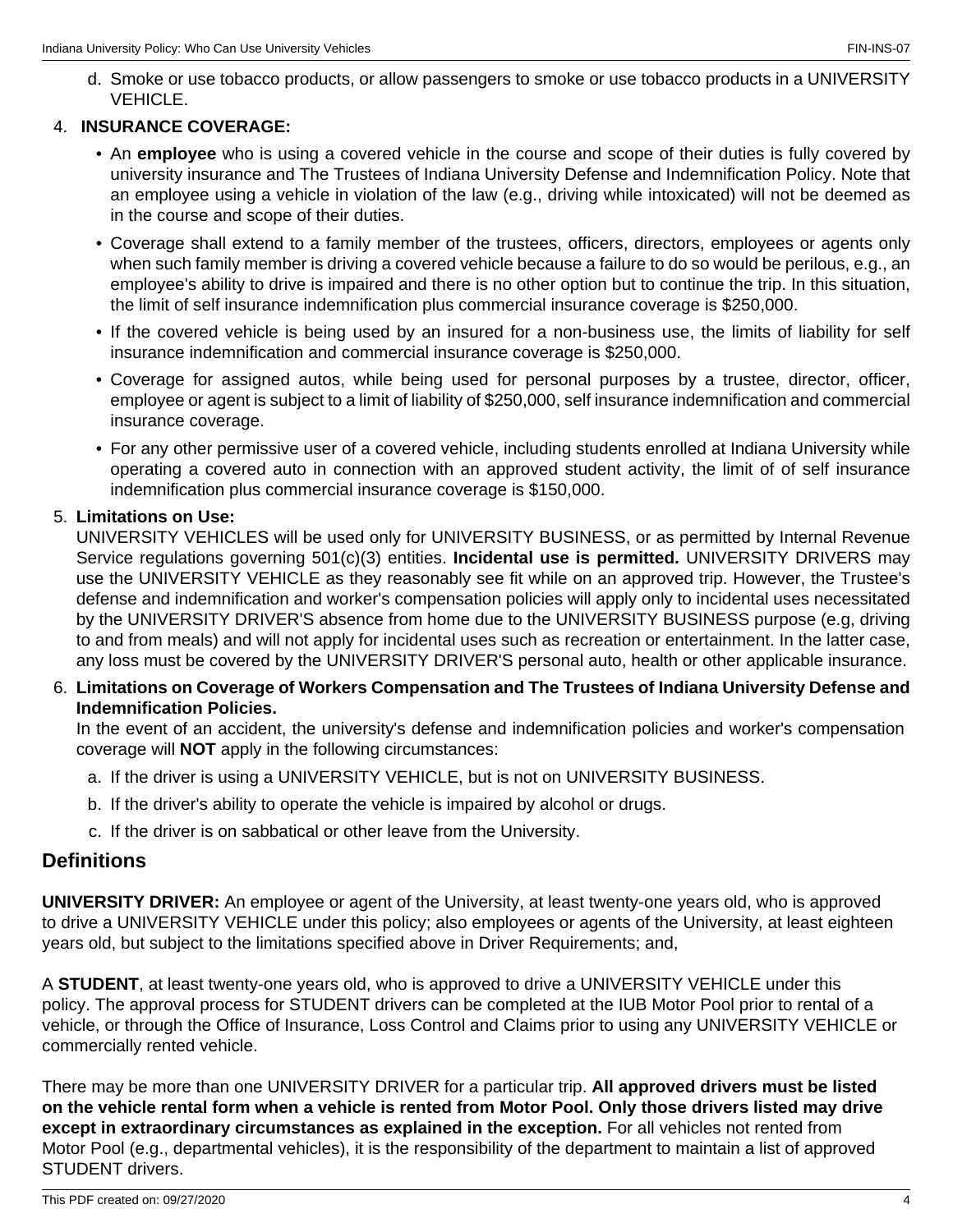d. Smoke or use tobacco products, or allow passengers to smoke or use tobacco products in a UNIVERSITY VEHICLE.

4. **INSURANCE COVERAGE:**
   - An **employee** who is using a covered vehicle in the course and scope of their duties is fully covered by university insurance and The Trustees of Indiana University Defense and Indemnification Policy. Note that an employee using a vehicle in violation of the law (e.g., driving while intoxicated) will not be deemed as in the course and scope of their duties.
   - Coverage shall extend to a family member of the trustees, officers, directors, employees or agents only when such family member is driving a covered vehicle because a failure to do so would be perilous, e.g., an employee's ability to drive is impaired and there is no other option but to continue the trip. In this situation, the limit of self insurance indemnification plus commercial insurance coverage is $250,000.
   - If the covered vehicle is being used by an insured for a non-business use, the limits of liability for self insurance indemnification and commercial insurance coverage is $250,000.
   - Coverage for assigned autos, while being used for personal purposes by a trustee, director, officer, employee or agent is subject to a limit of liability of $250,000, self insurance indemnification and commercial insurance coverage.
   - For any other permissive user of a covered vehicle, including students enrolled at Indiana University while operating a covered auto in connection with an approved student activity, the limit of of self insurance indemnification plus commercial insurance coverage is $150,000.

5. **Limitations on Use:**
   UNIVERSITY VEHICLES will be used only for UNIVERSITY BUSINESS, or as permitted by Internal Revenue Service regulations governing 501(c)(3) entities. **Incidental use is permitted.** UNIVERSITY DRIVERS may use the UNIVERSITY VEHICLE as they reasonably see fit while on an approved trip. However, the Trustee's defense and indemnification and worker's compensation policies will apply only to incidental uses necessitated by the UNIVERSITY DRIVER'S absence from home due to the UNIVERSITY BUSINESS purpose (e.g, driving to and from meals) and will not apply for incidental uses such as recreation or entertainment. In the latter case, any loss must be covered by the UNIVERSITY DRIVER'S personal auto, health or other applicable insurance.

6. **Limitations on Coverage of Workers Compensation and The Trustees of Indiana University Defense and Indemnification Policies.**
   In the event of an accident, the university's defense and indemnification policies and worker's compensation coverage will **NOT** apply in the following circumstances:
   a. If the driver is using a UNIVERSITY VEHICLE, but is not on UNIVERSITY BUSINESS.
   b. If the driver's ability to operate the vehicle is impaired by alcohol or drugs.
   c. If the driver is on sabbatical or other leave from the University.

## Definitions

**UNIVERSITY DRIVER:** An employee or agent of the University, at least twenty-one years old, who is approved to drive a UNIVERSITY VEHICLE under this policy; also employees or agents of the University, at least eighteen years old, but subject to the limitations specified above in Driver Requirements; and,

A **STUDENT**, at least twenty-one years old, who is approved to drive a UNIVERSITY VEHICLE under this policy. The approval process for STUDENT drivers can be completed at the IUB Motor Pool prior to rental of a vehicle, or through the Office of Insurance, Loss Control and Claims prior to using any UNIVERSITY VEHICLE or commercially rented vehicle.

There may be more than one UNIVERSITY DRIVER for a particular trip. **All approved drivers must be listed on the vehicle rental form when a vehicle is rented from Motor Pool. Only those drivers listed may drive except in extraordinary circumstances as explained in the exception.** For all vehicles not rented from Motor Pool (e.g., departmental vehicles), it is the responsibility of the department to maintain a list of approved STUDENT drivers.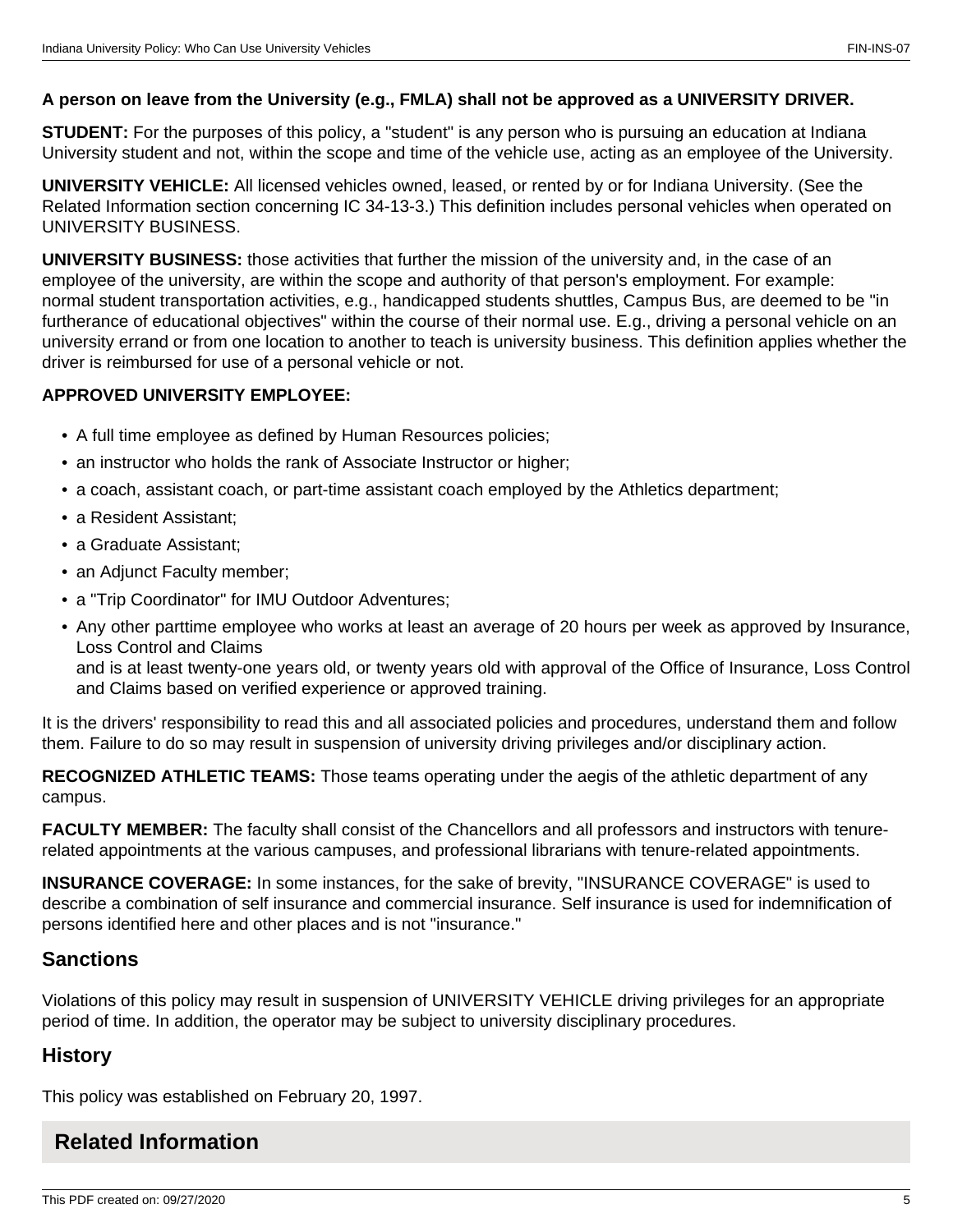**A person on leave from the University (e.g., FMLA) shall not be approved as a UNIVERSITY DRIVER.**

**STUDENT:** For the purposes of this policy, a "student" is any person who is pursuing an education at Indiana University student and not, within the scope and time of the vehicle use, acting as an employee of the University.

**UNIVERSITY VEHICLE:** All licensed vehicles owned, leased, or rented by or for Indiana University. (See the Related Information section concerning IC 34-13-3.) This definition includes personal vehicles when operated on UNIVERSITY BUSINESS.

**UNIVERSITY BUSINESS:** those activities that further the mission of the university and, in the case of an employee of the university, are within the scope and authority of that person's employment. For example: normal student transportation activities, e.g., handicapped students shuttles, Campus Bus, are deemed to be "in furtherance of educational objectives" within the course of their normal use. E.g., driving a personal vehicle on an university errand or from one location to another to teach is university business. This definition applies whether the driver is reimbursed for use of a personal vehicle or not.

**APPROVED UNIVERSITY EMPLOYEE:**

- A full time employee as defined by Human Resources policies;
- an instructor who holds the rank of Associate Instructor or higher;
- a coach, assistant coach, or part-time assistant coach employed by the Athletics department;
- a Resident Assistant;
- a Graduate Assistant;
- an Adjunct Faculty member;
- a "Trip Coordinator" for IMU Outdoor Adventures;
- Any other parttime employee who works at least an average of 20 hours per week as approved by Insurance, Loss Control and Claims
  and is at least twenty-one years old, or twenty years old with approval of the Office of Insurance, Loss Control and Claims based on verified experience or approved training.

It is the drivers' responsibility to read this and all associated policies and procedures, understand them and follow them. Failure to do so may result in suspension of university driving privileges and/or disciplinary action.

**RECOGNIZED ATHLETIC TEAMS:** Those teams operating under the aegis of the athletic department of any campus.

**FACULTY MEMBER:** The faculty shall consist of the Chancellors and all professors and instructors with tenure-related appointments at the various campuses, and professional librarians with tenure-related appointments.

**INSURANCE COVERAGE:** In some instances, for the sake of brevity, "INSURANCE COVERAGE" is used to describe a combination of self insurance and commercial insurance. Self insurance is used for indemnification of persons identified here and other places and is not "insurance."

## Sanctions

Violations of this policy may result in suspension of UNIVERSITY VEHICLE driving privileges for an appropriate period of time. In addition, the operator may be subject to university disciplinary procedures.

## History

This policy was established on February 20, 1997.

## Related Information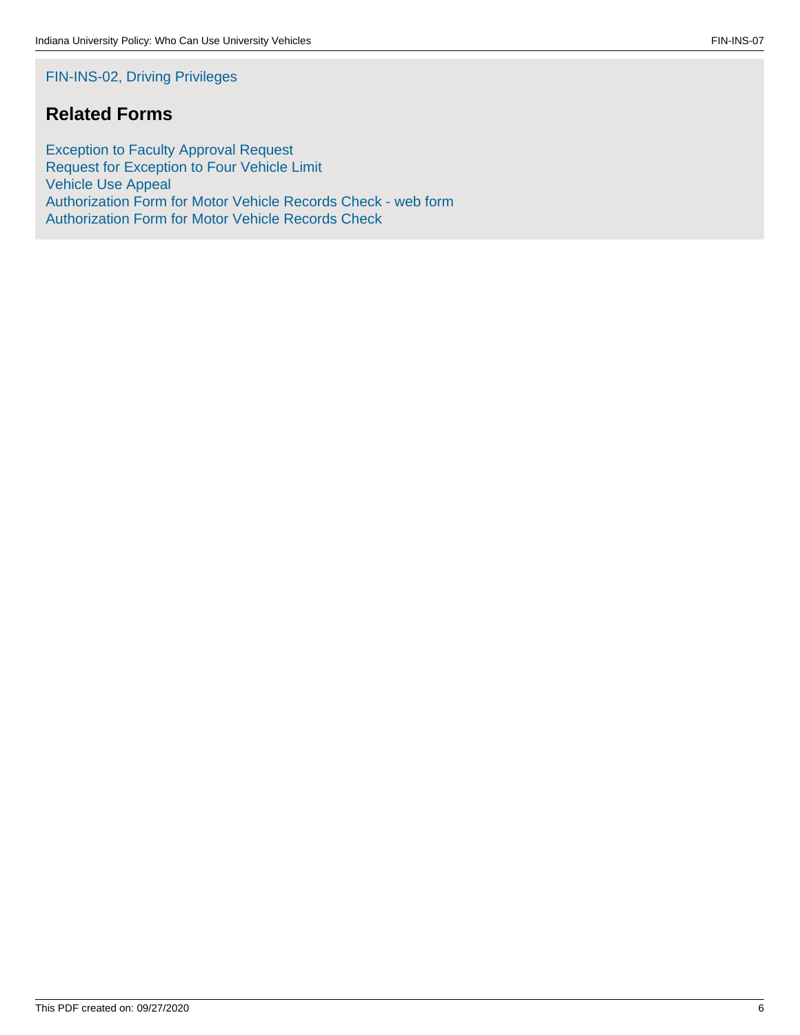FIN-INS-02, Driving Privileges

## Related Forms

Exception to Faculty Approval Request
Request for Exception to Four Vehicle Limit
Vehicle Use Appeal
Authorization Form for Motor Vehicle Records Check - web form
Authorization Form for Motor Vehicle Records Check